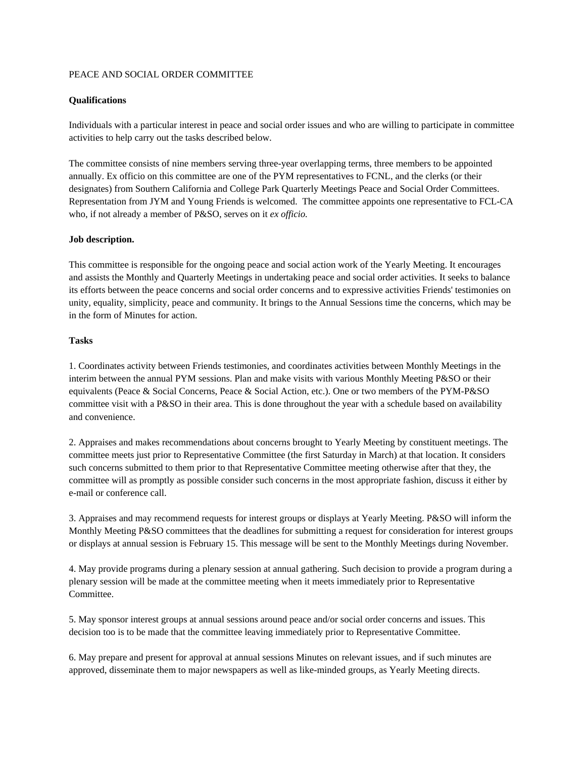PEACE AND SOCIAL ORDER COMMITTEE

**Qualifications**

Individuals with a particular interest in peace and social order issues and who are willing to participate in committee activities to help carry out the tasks described below.

The committee consists of nine members serving three-year overlapping terms, three members to be appointed annually. Ex officio on this committee are one of the PYM representatives to FCNL, and the clerks (or their designates) from Southern California and College Park Quarterly Meetings Peace and Social Order Committees. Representation from JYM and Young Friends is welcomed. The committee appoints one representative to FCL-CA who, if not already a member of P&SO, serves on it *ex officio.*

**Job description.**

This committee is responsible for the ongoing peace and social action work of the Yearly Meeting. It encourages and assists the Monthly and Quarterly Meetings in undertaking peace and social order activities. It seeks to balance its efforts between the peace concerns and social order concerns and to expressive activities Friends' testimonies on unity, equality, simplicity, peace and community. It brings to the Annual Sessions time the concerns, which may be in the form of Minutes for action.

**Tasks**

1. Coordinates activity between Friends testimonies, and coordinates activities between Monthly Meetings in the interim between the annual PYM sessions. Plan and make visits with various Monthly Meeting P&SO or their equivalents (Peace & Social Concerns, Peace & Social Action, etc.). One or two members of the PYM-P&SO committee visit with a P&SO in their area. This is done throughout the year with a schedule based on availability and convenience.

2. Appraises and makes recommendations about concerns brought to Yearly Meeting by constituent meetings. The committee meets just prior to Representative Committee (the first Saturday in March) at that location. It considers such concerns submitted to them prior to that Representative Committee meeting otherwise after that they, the committee will as promptly as possible consider such concerns in the most appropriate fashion, discuss it either by e-mail or conference call.

3. Appraises and may recommend requests for interest groups or displays at Yearly Meeting. P&SO will inform the Monthly Meeting P&SO committees that the deadlines for submitting a request for consideration for interest groups or displays at annual session is February 15. This message will be sent to the Monthly Meetings during November.

4. May provide programs during a plenary session at annual gathering. Such decision to provide a program during a plenary session will be made at the committee meeting when it meets immediately prior to Representative Committee.

5. May sponsor interest groups at annual sessions around peace and/or social order concerns and issues. This decision too is to be made that the committee leaving immediately prior to Representative Committee.

6. May prepare and present for approval at annual sessions Minutes on relevant issues, and if such minutes are approved, disseminate them to major newspapers as well as like-minded groups, as Yearly Meeting directs.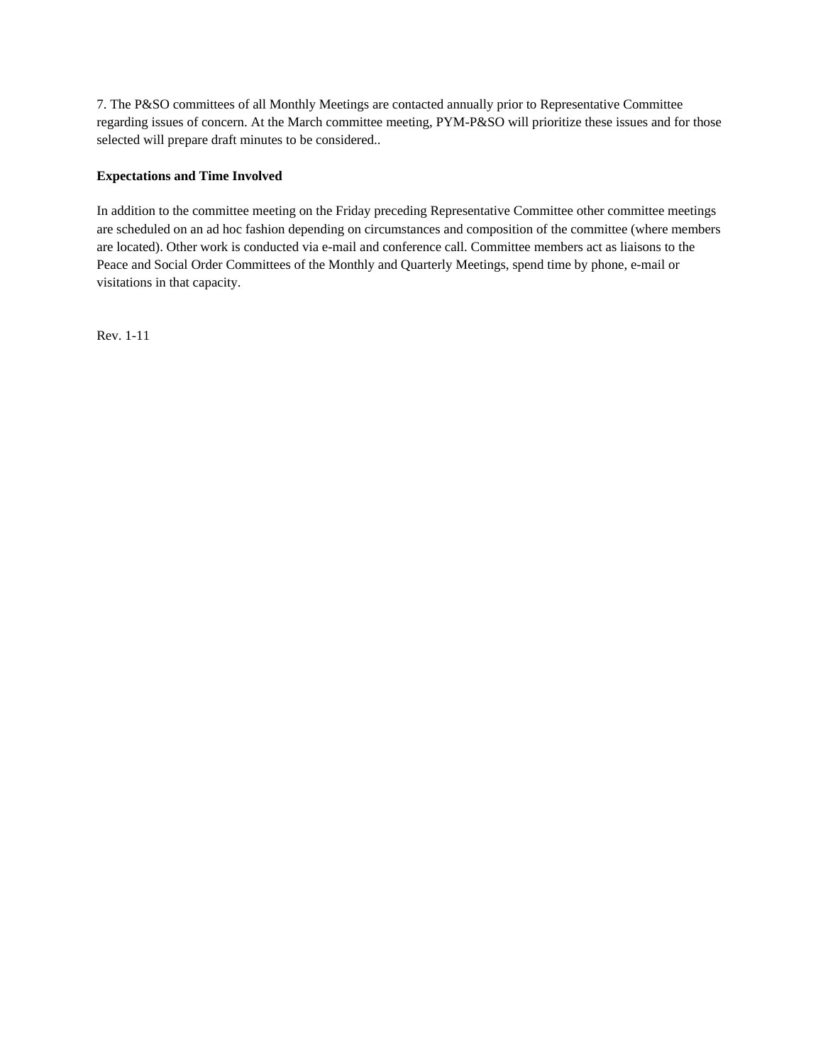7. The P&SO committees of all Monthly Meetings are contacted annually prior to Representative Committee regarding issues of concern. At the March committee meeting, PYM-P&SO will prioritize these issues and for those selected will prepare draft minutes to be considered..

**Expectations and Time Involved**

In addition to the committee meeting on the Friday preceding Representative Committee other committee meetings are scheduled on an ad hoc fashion depending on circumstances and composition of the committee (where members are located). Other work is conducted via e-mail and conference call. Committee members act as liaisons to the Peace and Social Order Committees of the Monthly and Quarterly Meetings, spend time by phone, e-mail or visitations in that capacity.

Rev. 1-11